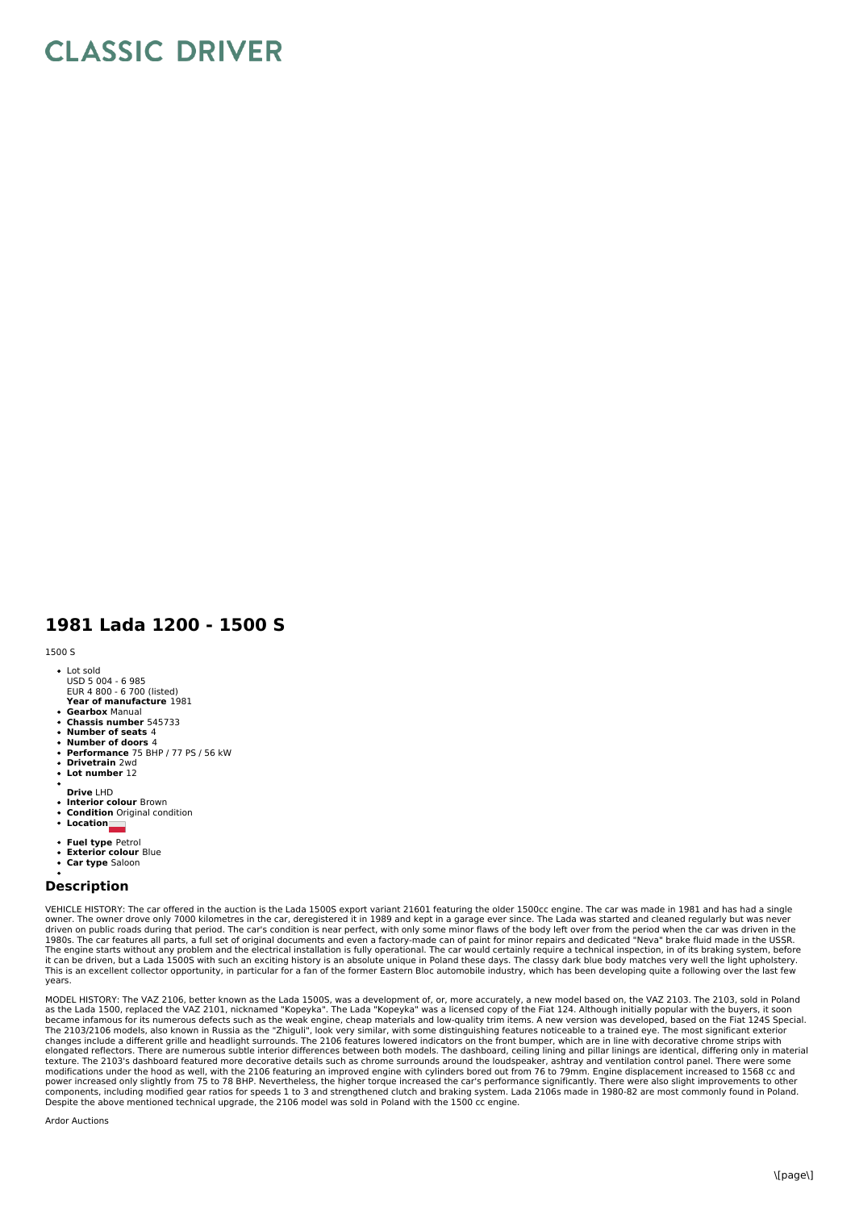# CLASSIC DRIVER

## 1981 Lada 1200 - 1500 S

1500 S

- Lot sold
  USD 5 004 - 6 985
  EUR 4 800 - 6 700 (listed)
  **Year of manufacture** 1981
- **Gearbox** Manual
- **Chassis number** 545733
- **Number of seats** 4
- **Number of doors** 4
- **Performance** 75 BHP / 77 PS / 56 kW
- **Drivetrain** 2wd
- **Lot number** 12
- 
  **Drive** LHD
- **Interior colour** Brown
- **Condition** Original condition
- **Location**
- **Fuel type** Petrol
- **Exterior colour** Blue
- **Car type** Saloon
- 

### Description

VEHICLE HISTORY: The car offered in the auction is the Lada 1500S export variant 21601 featuring the older 1500cc engine. The car was made in 1981 and has had a single owner. The owner drove only 7000 kilometres in the car, deregistered it in 1989 and kept in a garage ever since. The Lada was started and cleaned regularly but was never driven on public roads during that period. The car's condition is near perfect, with only some minor flaws of the body left over from the period when the car was driven in the 1980s. The car features all parts, a full set of original documents and even a factory-made can of paint for minor repairs and dedicated "Neva" brake fluid made in the USSR. The engine starts without any problem and the electrical installation is fully operational. The car would certainly require a technical inspection, in of its braking system, before it can be driven, but a Lada 1500S with such an exciting history is an absolute unique in Poland these days. The classy dark blue body matches very well the light upholstery. This is an excellent collector opportunity, in particular for a fan of the former Eastern Bloc automobile industry, which has been developing quite a following over the last few years.

MODEL HISTORY: The VAZ 2106, better known as the Lada 1500S, was a development of, or, more accurately, a new model based on, the VAZ 2103. The 2103, sold in Poland as the Lada 1500, replaced the VAZ 2101, nicknamed "Kopeyka". The Lada "Kopeyka" was a licensed copy of the Fiat 124. Although initially popular with the buyers, it soon became infamous for its numerous defects such as the weak engine, cheap materials and low-quality trim items. A new version was developed, based on the Fiat 124S Special. The 2103/2106 models, also known in Russia as the "Zhiguli", look very similar, with some distinguishing features noticeable to a trained eye. The most significant exterior changes include a different grille and headlight surrounds. The 2106 features lowered indicators on the front bumper, which are in line with decorative chrome strips with elongated reflectors. There are numerous subtle interior differences between both models. The dashboard, ceiling lining and pillar linings are identical, differing only in material texture. The 2103's dashboard featured more decorative details such as chrome surrounds around the loudspeaker, ashtray and ventilation control panel. There were some modifications under the hood as well, with the 2106 featuring an improved engine with cylinders bored out from 76 to 79mm. Engine displacement increased to 1568 cc and power increased only slightly from 75 to 78 BHP. Nevertheless, the higher torque increased the car's performance significantly. There were also slight improvements to other components, including modified gear ratios for speeds 1 to 3 and strengthened clutch and braking system. Lada 2106s made in 1980-82 are most commonly found in Poland. Despite the above mentioned technical upgrade, the 2106 model was sold in Poland with the 1500 cc engine.

Ardor Auctions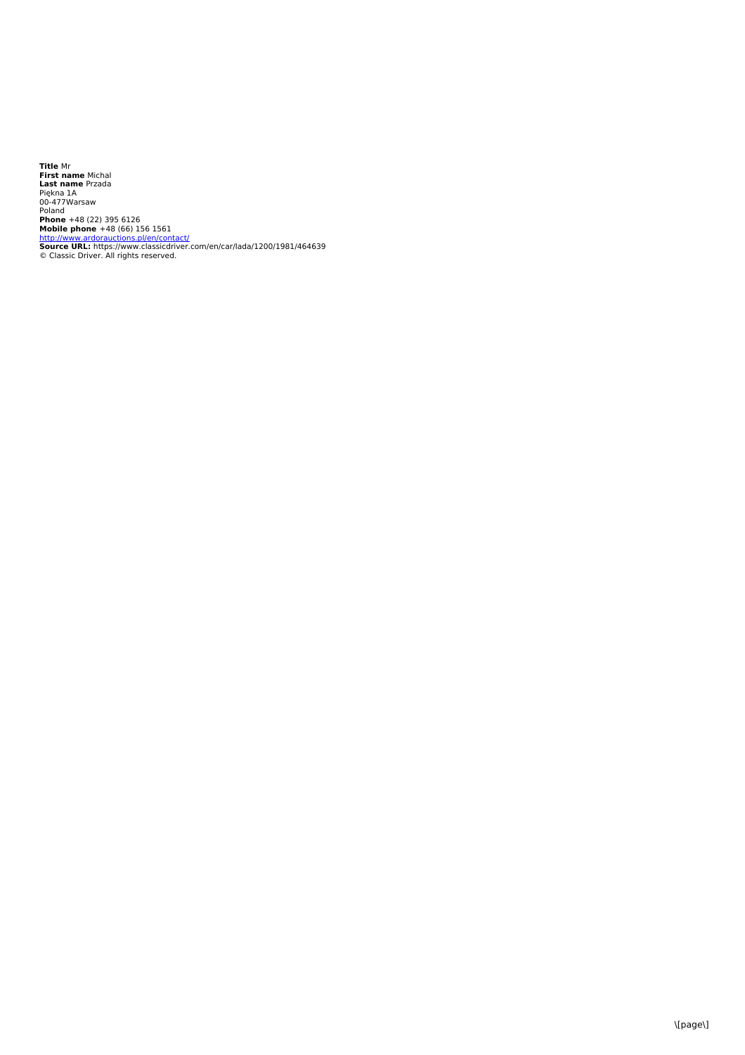**Title** Mr
**First name** Michal
**Last name** Przada
Piękna 1A
00-477Warsaw
Poland
**Phone** +48 (22) 395 6126
**Mobile phone** +48 (66) 156 1561
[http://www.ardorauctions.pl/en/contact/](http://www.ardorauctions.pl/en/contact/)
**Source URL:** https://www.classicdriver.com/en/car/lada/1200/1981/464639
© Classic Driver. All rights reserved.